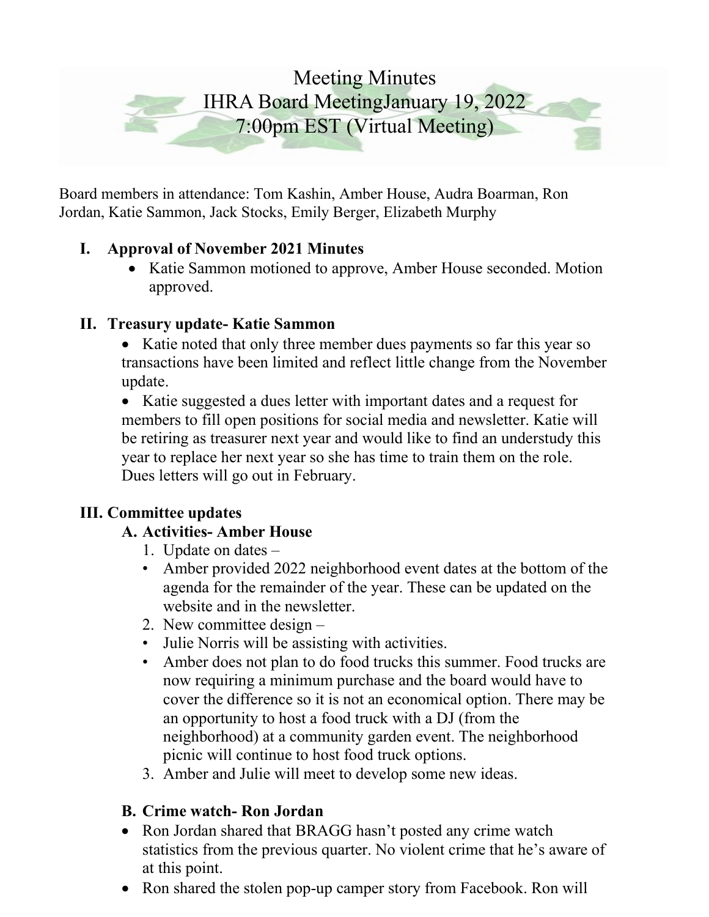# Meeting Minutes
# IHRA Board MeetingJanuary 19, 2022
# 7:00pm EST (Virtual Meeting)

Board members in attendance: Tom Kashin, Amber House, Audra Boarman, Ron Jordan, Katie Sammon, Jack Stocks, Emily Berger, Elizabeth Murphy

## I. Approval of November 2021 Minutes

- Katie Sammon motioned to approve, Amber House seconded. Motion approved.

## II. Treasury update- Katie Sammon

- Katie noted that only three member dues payments so far this year so transactions have been limited and reflect little change from the November update.
- Katie suggested a dues letter with important dates and a request for members to fill open positions for social media and newsletter. Katie will be retiring as treasurer next year and would like to find an understudy this year to replace her next year so she has time to train them on the role. Dues letters will go out in February.

## III. Committee updates

### A. Activities- Amber House

1. Update on dates –
   - Amber provided 2022 neighborhood event dates at the bottom of the agenda for the remainder of the year. These can be updated on the website and in the newsletter.
2. New committee design –
   - Julie Norris will be assisting with activities.
   - Amber does not plan to do food trucks this summer. Food trucks are now requiring a minimum purchase and the board would have to cover the difference so it is not an economical option. There may be an opportunity to host a food truck with a DJ (from the neighborhood) at a community garden event. The neighborhood picnic will continue to host food truck options.
3. Amber and Julie will meet to develop some new ideas.

### B. Crime watch- Ron Jordan

- Ron Jordan shared that BRAGG hasn't posted any crime watch statistics from the previous quarter. No violent crime that he's aware of at this point.
- Ron shared the stolen pop-up camper story from Facebook. Ron will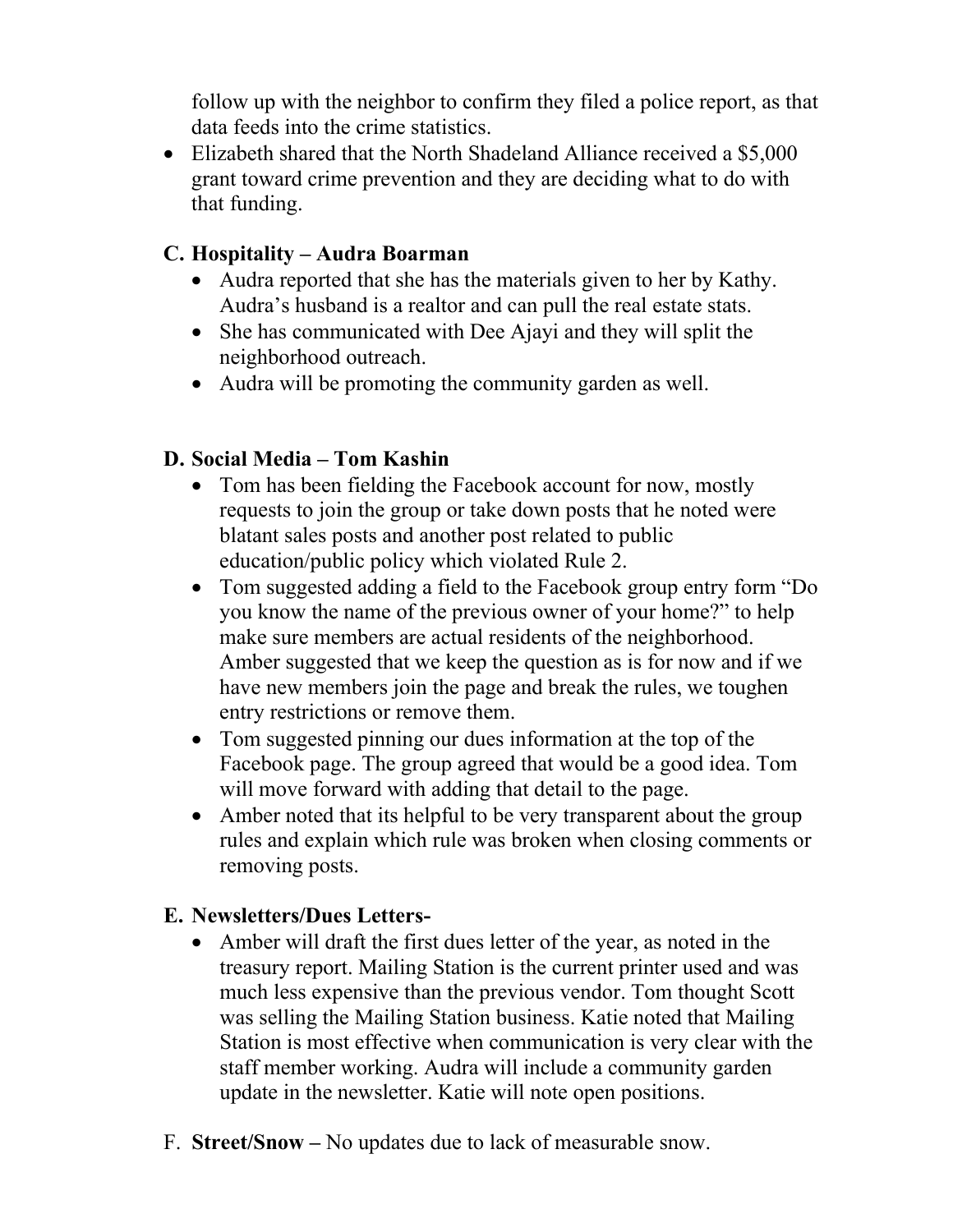follow up with the neighbor to confirm they filed a police report, as that data feeds into the crime statistics.

- Elizabeth shared that the North Shadeland Alliance received a $5,000 grant toward crime prevention and they are deciding what to do with that funding.

### C. Hospitality – Audra Boarman

- Audra reported that she has the materials given to her by Kathy. Audra's husband is a realtor and can pull the real estate stats.
- She has communicated with Dee Ajayi and they will split the neighborhood outreach.
- Audra will be promoting the community garden as well.

### D. Social Media – Tom Kashin

- Tom has been fielding the Facebook account for now, mostly requests to join the group or take down posts that he noted were blatant sales posts and another post related to public education/public policy which violated Rule 2.
- Tom suggested adding a field to the Facebook group entry form "Do you know the name of the previous owner of your home?" to help make sure members are actual residents of the neighborhood. Amber suggested that we keep the question as is for now and if we have new members join the page and break the rules, we toughen entry restrictions or remove them.
- Tom suggested pinning our dues information at the top of the Facebook page. The group agreed that would be a good idea. Tom will move forward with adding that detail to the page.
- Amber noted that its helpful to be very transparent about the group rules and explain which rule was broken when closing comments or removing posts.

### E. Newsletters/Dues Letters-

- Amber will draft the first dues letter of the year, as noted in the treasury report. Mailing Station is the current printer used and was much less expensive than the previous vendor. Tom thought Scott was selling the Mailing Station business. Katie noted that Mailing Station is most effective when communication is very clear with the staff member working. Audra will include a community garden update in the newsletter. Katie will note open positions.

F. **Street/Snow –** No updates due to lack of measurable snow.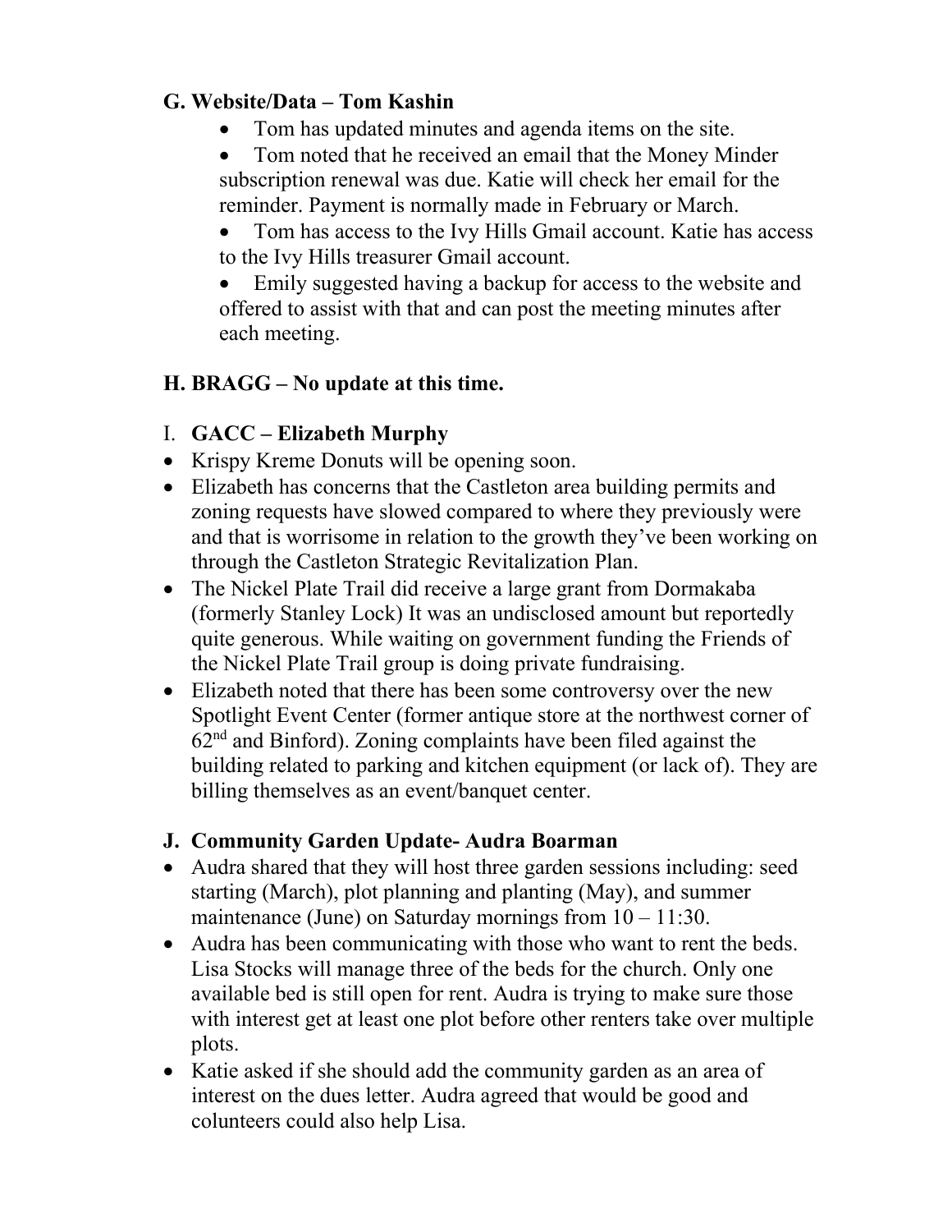**G. Website/Data – Tom Kashin**

- Tom has updated minutes and agenda items on the site.
- Tom noted that he received an email that the Money Minder subscription renewal was due. Katie will check her email for the reminder. Payment is normally made in February or March.
- Tom has access to the Ivy Hills Gmail account. Katie has access to the Ivy Hills treasurer Gmail account.
- Emily suggested having a backup for access to the website and offered to assist with that and can post the meeting minutes after each meeting.

**H. BRAGG – No update at this time.**

I. **GACC – Elizabeth Murphy**

- Krispy Kreme Donuts will be opening soon.
- Elizabeth has concerns that the Castleton area building permits and zoning requests have slowed compared to where they previously were and that is worrisome in relation to the growth they've been working on through the Castleton Strategic Revitalization Plan.
- The Nickel Plate Trail did receive a large grant from Dormakaba (formerly Stanley Lock) It was an undisclosed amount but reportedly quite generous. While waiting on government funding the Friends of the Nickel Plate Trail group is doing private fundraising.
- Elizabeth noted that there has been some controversy over the new Spotlight Event Center (former antique store at the northwest corner of 62nd and Binford). Zoning complaints have been filed against the building related to parking and kitchen equipment (or lack of). They are billing themselves as an event/banquet center.

**J. Community Garden Update- Audra Boarman**

- Audra shared that they will host three garden sessions including: seed starting (March), plot planning and planting (May), and summer maintenance (June) on Saturday mornings from 10 – 11:30.
- Audra has been communicating with those who want to rent the beds. Lisa Stocks will manage three of the beds for the church. Only one available bed is still open for rent. Audra is trying to make sure those with interest get at least one plot before other renters take over multiple plots.
- Katie asked if she should add the community garden as an area of interest on the dues letter. Audra agreed that would be good and colunteers could also help Lisa.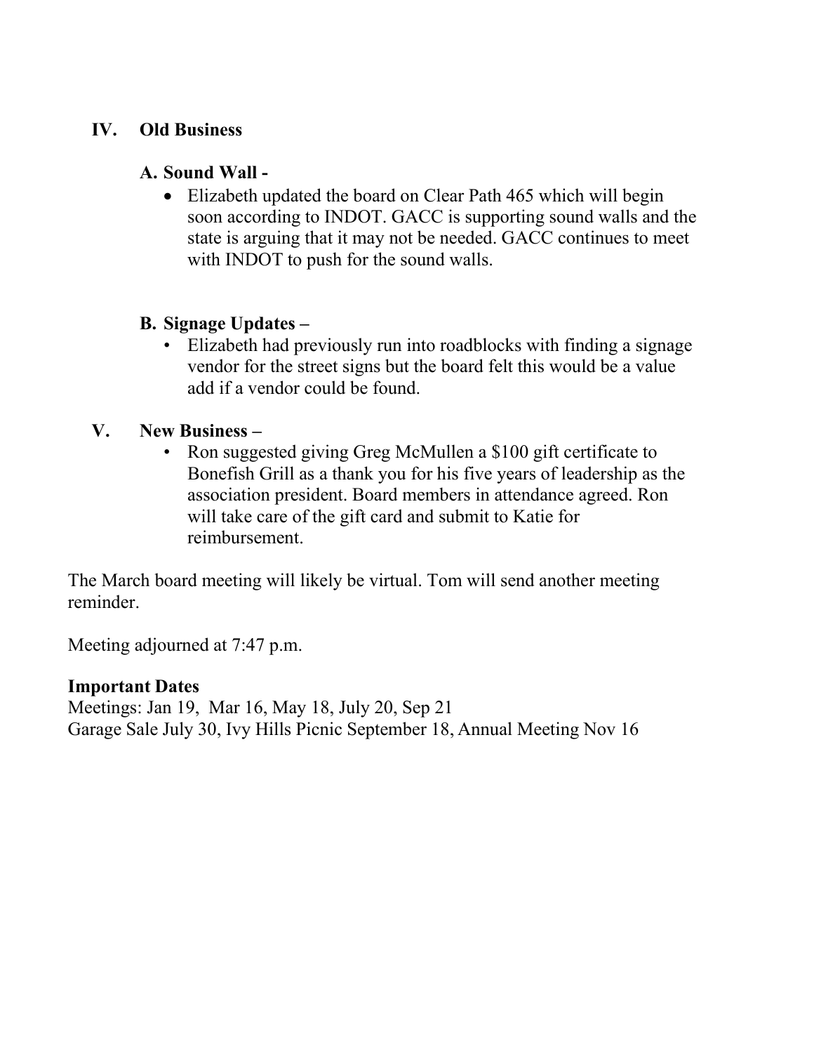## IV. Old Business

### A. Sound Wall -

- Elizabeth updated the board on Clear Path 465 which will begin soon according to INDOT. GACC is supporting sound walls and the state is arguing that it may not be needed. GACC continues to meet with INDOT to push for the sound walls.

### B. Signage Updates –

- Elizabeth had previously run into roadblocks with finding a signage vendor for the street signs but the board felt this would be a value add if a vendor could be found.

## V. New Business –

- Ron suggested giving Greg McMullen a $100 gift certificate to Bonefish Grill as a thank you for his five years of leadership as the association president. Board members in attendance agreed. Ron will take care of the gift card and submit to Katie for reimbursement.

The March board meeting will likely be virtual. Tom will send another meeting reminder.

Meeting adjourned at 7:47 p.m.

**Important Dates**
Meetings: Jan 19, Mar 16, May 18, July 20, Sep 21
Garage Sale July 30, Ivy Hills Picnic September 18, Annual Meeting Nov 16